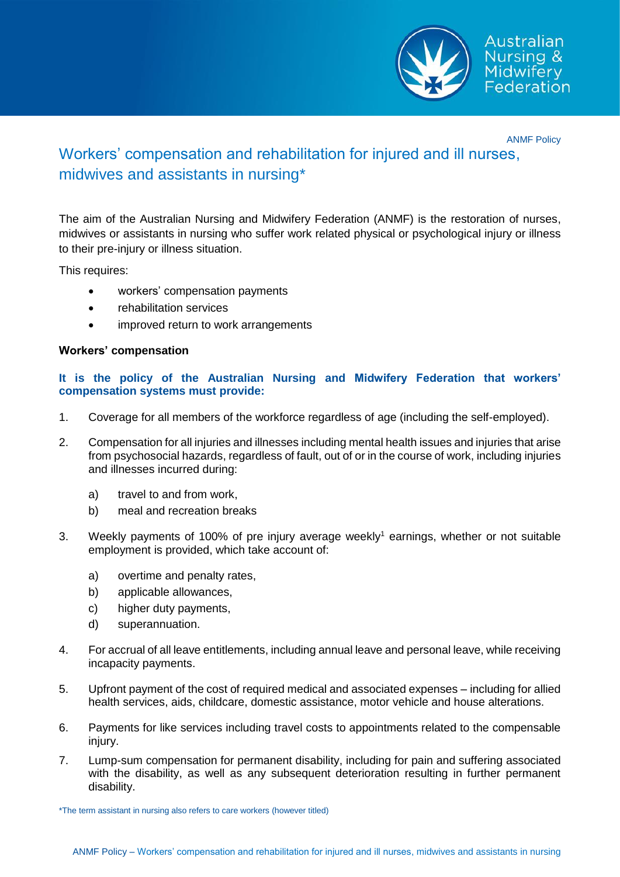ANMF Policy

# Workers' compensation and rehabilitation for injured and ill nurses, midwives and assistants in nursing*

The aim of the Australian Nursing and Midwifery Federation (ANMF) is the restoration of nurses, midwives or assistants in nursing who suffer work related physical or psychological injury or illness to their pre-injury or illness situation.

This requires:

- workers' compensation payments
- rehabilitation services
- improved return to work arrangements

## Workers' compensation

**It is the policy of the Australian Nursing and Midwifery Federation that workers' compensation systems must provide:**

1. Coverage for all members of the workforce regardless of age (including the self-employed).
2. Compensation for all injuries and illnesses including mental health issues and injuries that arise from psychosocial hazards, regardless of fault, out of or in the course of work, including injuries and illnesses incurred during:
   a) travel to and from work,
   b) meal and recreation breaks
3. Weekly payments of 100% of pre injury average weekly[1] earnings, whether or not suitable employment is provided, which take account of:
   a) overtime and penalty rates,
   b) applicable allowances,
   c) higher duty payments,
   d) superannuation.
4. For accrual of all leave entitlements, including annual leave and personal leave, while receiving incapacity payments.
5. Upfront payment of the cost of required medical and associated expenses – including for allied health services, aids, childcare, domestic assistance, motor vehicle and house alterations.
6. Payments for like services including travel costs to appointments related to the compensable injury.
7. Lump-sum compensation for permanent disability, including for pain and suffering associated with the disability, as well as any subsequent deterioration resulting in further permanent disability.

*The term assistant in nursing also refers to care workers (however titled)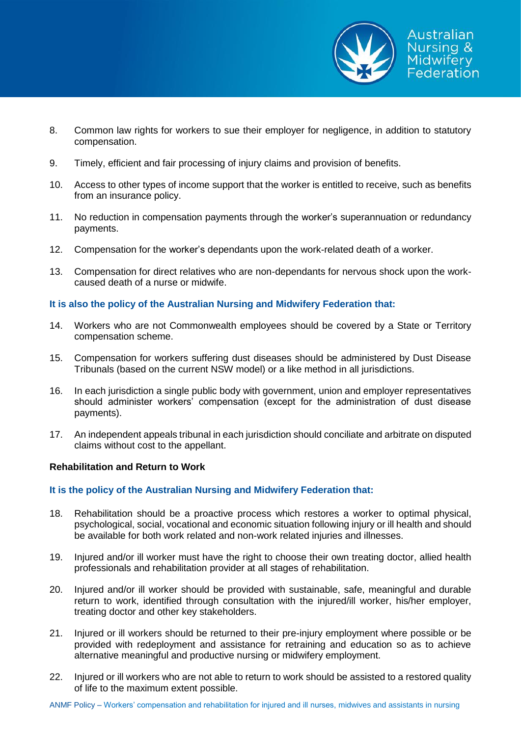8. Common law rights for workers to sue their employer for negligence, in addition to statutory compensation.

9. Timely, efficient and fair processing of injury claims and provision of benefits.

10. Access to other types of income support that the worker is entitled to receive, such as benefits from an insurance policy.

11. No reduction in compensation payments through the worker's superannuation or redundancy payments.

12. Compensation for the worker's dependants upon the work-related death of a worker.

13. Compensation for direct relatives who are non-dependants for nervous shock upon the work-caused death of a nurse or midwife.

**It is also the policy of the Australian Nursing and Midwifery Federation that:**

14. Workers who are not Commonwealth employees should be covered by a State or Territory compensation scheme.

15. Compensation for workers suffering dust diseases should be administered by Dust Disease Tribunals (based on the current NSW model) or a like method in all jurisdictions.

16. In each jurisdiction a single public body with government, union and employer representatives should administer workers' compensation (except for the administration of dust disease payments).

17. An independent appeals tribunal in each jurisdiction should conciliate and arbitrate on disputed claims without cost to the appellant.

**Rehabilitation and Return to Work**

**It is the policy of the Australian Nursing and Midwifery Federation that:**

18. Rehabilitation should be a proactive process which restores a worker to optimal physical, psychological, social, vocational and economic situation following injury or ill health and should be available for both work related and non-work related injuries and illnesses.

19. Injured and/or ill worker must have the right to choose their own treating doctor, allied health professionals and rehabilitation provider at all stages of rehabilitation.

20. Injured and/or ill worker should be provided with sustainable, safe, meaningful and durable return to work, identified through consultation with the injured/ill worker, his/her employer, treating doctor and other key stakeholders.

21. Injured or ill workers should be returned to their pre-injury employment where possible or be provided with redeployment and assistance for retraining and education so as to achieve alternative meaningful and productive nursing or midwifery employment.

22. Injured or ill workers who are not able to return to work should be assisted to a restored quality of life to the maximum extent possible.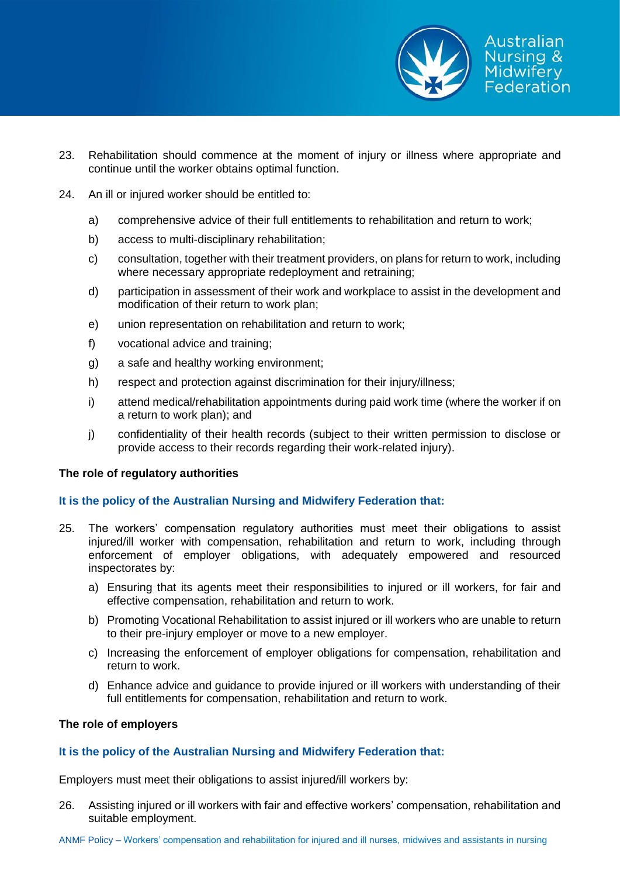23. Rehabilitation should commence at the moment of injury or illness where appropriate and continue until the worker obtains optimal function.

24. An ill or injured worker should be entitled to:

    a) comprehensive advice of their full entitlements to rehabilitation and return to work;

    b) access to multi-disciplinary rehabilitation;

    c) consultation, together with their treatment providers, on plans for return to work, including where necessary appropriate redeployment and retraining;

    d) participation in assessment of their work and workplace to assist in the development and modification of their return to work plan;

    e) union representation on rehabilitation and return to work;

    f) vocational advice and training;

    g) a safe and healthy working environment;

    h) respect and protection against discrimination for their injury/illness;

    i) attend medical/rehabilitation appointments during paid work time (where the worker if on a return to work plan); and

    j) confidentiality of their health records (subject to their written permission to disclose or provide access to their records regarding their work-related injury).

**The role of regulatory authorities**

**It is the policy of the Australian Nursing and Midwifery Federation that:**

25. The workers' compensation regulatory authorities must meet their obligations to assist injured/ill worker with compensation, rehabilitation and return to work, including through enforcement of employer obligations, with adequately empowered and resourced inspectorates by:

    a) Ensuring that its agents meet their responsibilities to injured or ill workers, for fair and effective compensation, rehabilitation and return to work.

    b) Promoting Vocational Rehabilitation to assist injured or ill workers who are unable to return to their pre-injury employer or move to a new employer.

    c) Increasing the enforcement of employer obligations for compensation, rehabilitation and return to work.

    d) Enhance advice and guidance to provide injured or ill workers with understanding of their full entitlements for compensation, rehabilitation and return to work.

**The role of employers**

**It is the policy of the Australian Nursing and Midwifery Federation that:**

Employers must meet their obligations to assist injured/ill workers by:

26. Assisting injured or ill workers with fair and effective workers' compensation, rehabilitation and suitable employment.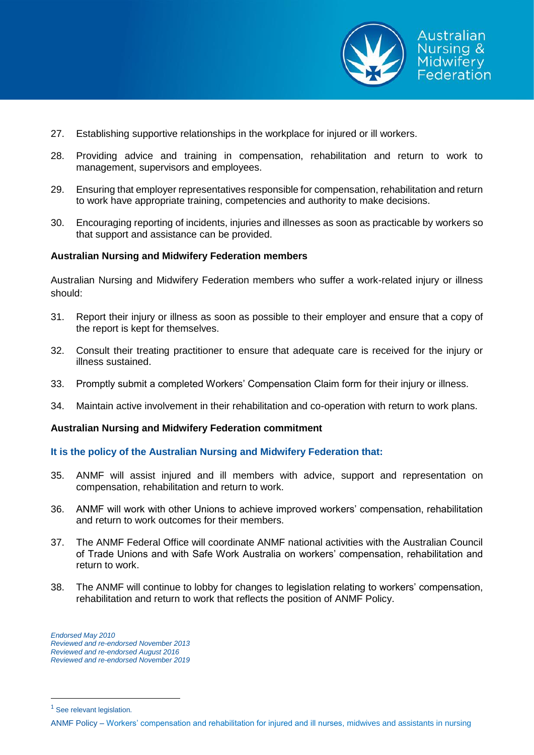27. Establishing supportive relationships in the workplace for injured or ill workers.

28. Providing advice and training in compensation, rehabilitation and return to work to management, supervisors and employees.

29. Ensuring that employer representatives responsible for compensation, rehabilitation and return to work have appropriate training, competencies and authority to make decisions.

30. Encouraging reporting of incidents, injuries and illnesses as soon as practicable by workers so that support and assistance can be provided.

**Australian Nursing and Midwifery Federation members**

Australian Nursing and Midwifery Federation members who suffer a work-related injury or illness should:

31. Report their injury or illness as soon as possible to their employer and ensure that a copy of the report is kept for themselves.

32. Consult their treating practitioner to ensure that adequate care is received for the injury or illness sustained.

33. Promptly submit a completed Workers' Compensation Claim form for their injury or illness.

34. Maintain active involvement in their rehabilitation and co-operation with return to work plans.

**Australian Nursing and Midwifery Federation commitment**

**It is the policy of the Australian Nursing and Midwifery Federation that:**

35. ANMF will assist injured and ill members with advice, support and representation on compensation, rehabilitation and return to work.

36. ANMF will work with other Unions to achieve improved workers' compensation, rehabilitation and return to work outcomes for their members.

37. The ANMF Federal Office will coordinate ANMF national activities with the Australian Council of Trade Unions and with Safe Work Australia on workers' compensation, rehabilitation and return to work.

38. The ANMF will continue to lobby for changes to legislation relating to workers' compensation, rehabilitation and return to work that reflects the position of ANMF Policy.

*Endorsed May 2010*
*Reviewed and re-endorsed November 2013*
*Reviewed and re-endorsed August 2016*
*Reviewed and re-endorsed November 2019*

[1] See relevant legislation.